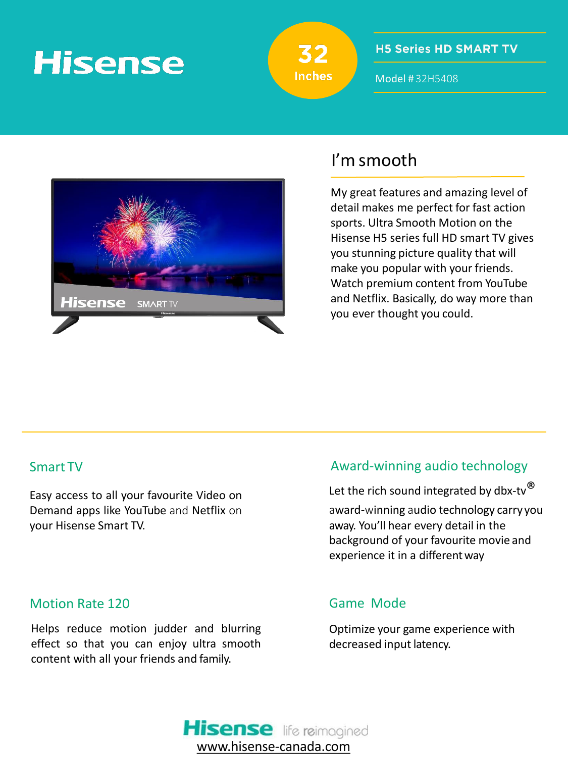# Hisense

32 Inches

## H5 Series HD SMART TV

Model # 32H5408

## I'm smooth

My great features and amazing level of detail makes me perfect for fast action sports. Ultra Smooth Motion on the Hisense H5 series full HD smart TV gives you stunning picture quality that will make you popular with your friends. Watch premium content from YouTube and Netflix. Basically, do way more than you ever thought you could.

### Smart TV

Easy access to all your favourite Video on Demand apps like YouTube and Netflix on your Hisense Smart TV.

### Award-winning audio technology

Let the rich sound integrated by dbx-tv® award-winning audio technology carry you away. You'll hear every detail in the background of your favourite movie and experience it in a different way

### Motion Rate 120

Helps reduce motion judder and blurring effect so that you can enjoy ultra smooth content with all your friends and family.

### Game Mode

Optimize your game experience with decreased input latency.

Hisense life reimagined

www.hisense-canada.com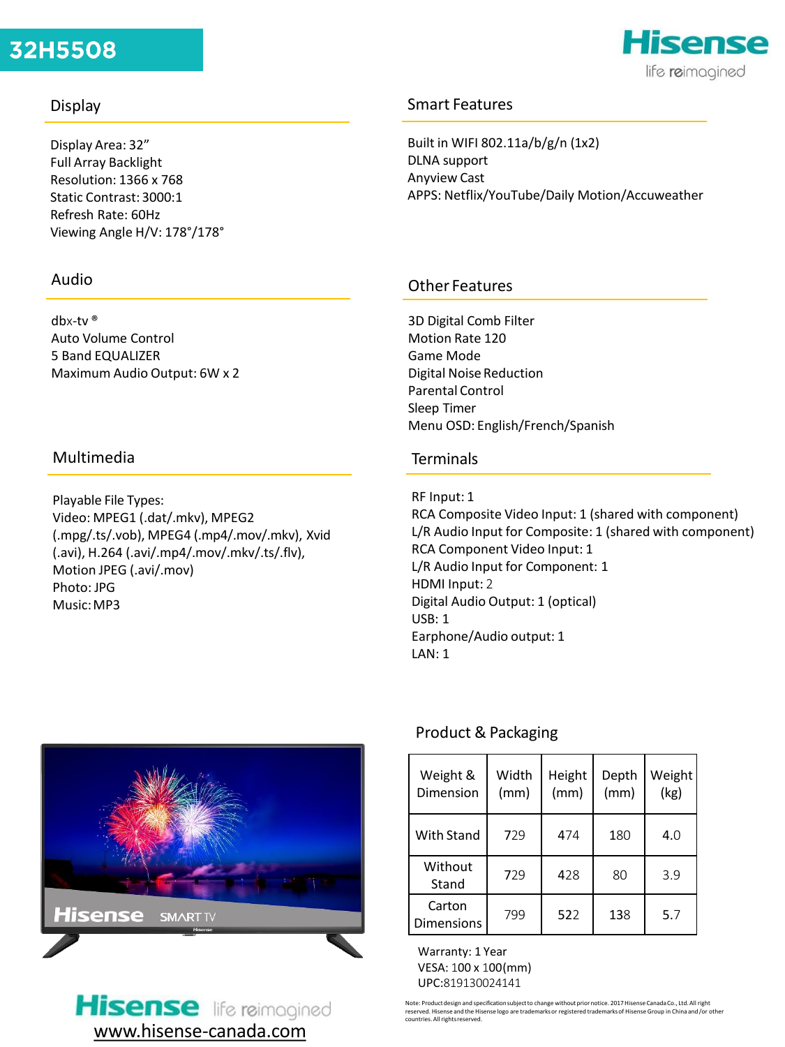# 32H5508

Hisense
life reimagined

## Display

Display Area: 32”
Full Array Backlight
Resolution: 1366 x 768
Static Contrast: 3000:1
Refresh Rate: 60Hz
Viewing Angle H/V: 178°/178°

## Audio

dbx-tv ®
Auto Volume Control
5 Band EQUALIZER
Maximum Audio Output: 6W x 2

## Multimedia

Playable File Types:
Video: MPEG1 (.dat/.mkv), MPEG2 (.mpg/.ts/.vob), MPEG4 (.mp4/.mov/.mkv), Xvid (.avi), H.264 (.avi/.mp4/.mov/.mkv/.ts/.flv), Motion JPEG (.avi/.mov)
Photo: JPG
Music: MP3

## Smart Features

Built in WIFI 802.11a/b/g/n (1x2)
DLNA support
Anyview Cast
APPS: Netflix/YouTube/Daily Motion/Accuweather

## Other Features

3D Digital Comb Filter
Motion Rate 120
Game Mode
Digital Noise Reduction
Parental Control
Sleep Timer
Menu OSD: English/French/Spanish

## Terminals

RF Input: 1
RCA Composite Video Input: 1 (shared with component)
L/R Audio Input for Composite: 1 (shared with component)
RCA Component Video Input: 1
L/R Audio Input for Component: 1
HDMI Input: 2
Digital Audio Output: 1 (optical)
USB: 1
Earphone/Audio output: 1
LAN: 1

## Product & Packaging

| Weight & Dimension | Width (mm) | Height (mm) | Depth (mm) | Weight (kg) |
|---|---|---|---|---|
| With Stand | 729 | 474 | 180 | 4.0 |
| Without Stand | 729 | 428 | 80 | 3.9 |
| Carton Dimensions | 799 | 522 | 138 | 5.7 |

Warranty: 1 Year
VESA: 100 x 100(mm)
UPC:819130024141

Note: Product design and specification subject to change without prior notice. 2017 Hisense Canada Co., Ltd. All right reserved. Hisense and the Hisense logo are trademarks or registered trademarks of Hisense Group in China and /or other countries. All rights reserved.

Hisense life reimagined
www.hisense-canada.com